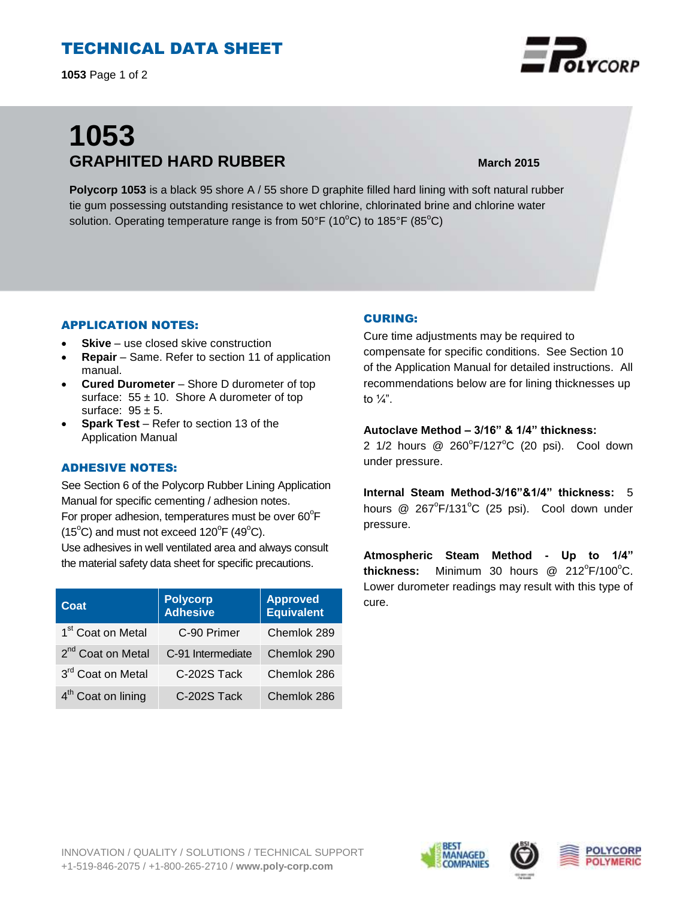# TECHNICAL DATA SHEET

# 1053

## GRAPHITED HARD RUBBER

**March 2015**

**Polycorp 1053** is a black 95 shore A / 55 shore D graphite filled hard lining with soft natural rubber tie gum possessing outstanding resistance to wet chlorine, chlorinated brine and chlorine water solution. Operating temperature range is from 50°F (10°C) to 185°F (85°C)

### APPLICATION NOTES:

- **Skive** – use closed skive construction
- **Repair** – Same. Refer to section 11 of application manual.
- **Cured Durometer** – Shore D durometer of top surface: 55 ± 10. Shore A durometer of top surface: 95 ± 5.
- **Spark Test** – Refer to section 13 of the Application Manual

### ADHESIVE NOTES:

See Section 6 of the Polycorp Rubber Lining Application Manual for specific cementing / adhesion notes.
For proper adhesion, temperatures must be over 60°F (15°C) and must not exceed 120°F (49°C).
Use adhesives in well ventilated area and always consult the material safety data sheet for specific precautions.

| Coat | Polycorp Adhesive | Approved Equivalent |
|---|---|---|
| 1st Coat on Metal | C-90 Primer | Chemlok 289 |
| 2nd Coat on Metal | C-91 Intermediate | Chemlok 290 |
| 3rd Coat on Metal | C-202S Tack | Chemlok 286 |
| 4th Coat on lining | C-202S Tack | Chemlok 286 |

### CURING:

Cure time adjustments may be required to compensate for specific conditions. See Section 10 of the Application Manual for detailed instructions. All recommendations below are for lining thicknesses up to ¼".

**Autoclave Method – 3/16" & 1/4" thickness:**
2 1/2 hours @ 260°F/127°C (20 psi). Cool down under pressure.

**Internal Steam Method-3/16"&1/4" thickness:** 5 hours @ 267°F/131°C (25 psi). Cool down under pressure.

**Atmospheric Steam Method - Up to 1/4" thickness:** Minimum 30 hours @ 212°F/100°C. Lower durometer readings may result with this type of cure.

INNOVATION / QUALITY / SOLUTIONS / TECHNICAL SUPPORT
+1-519-846-2075 / +1-800-265-2710 / **www.poly-corp.com**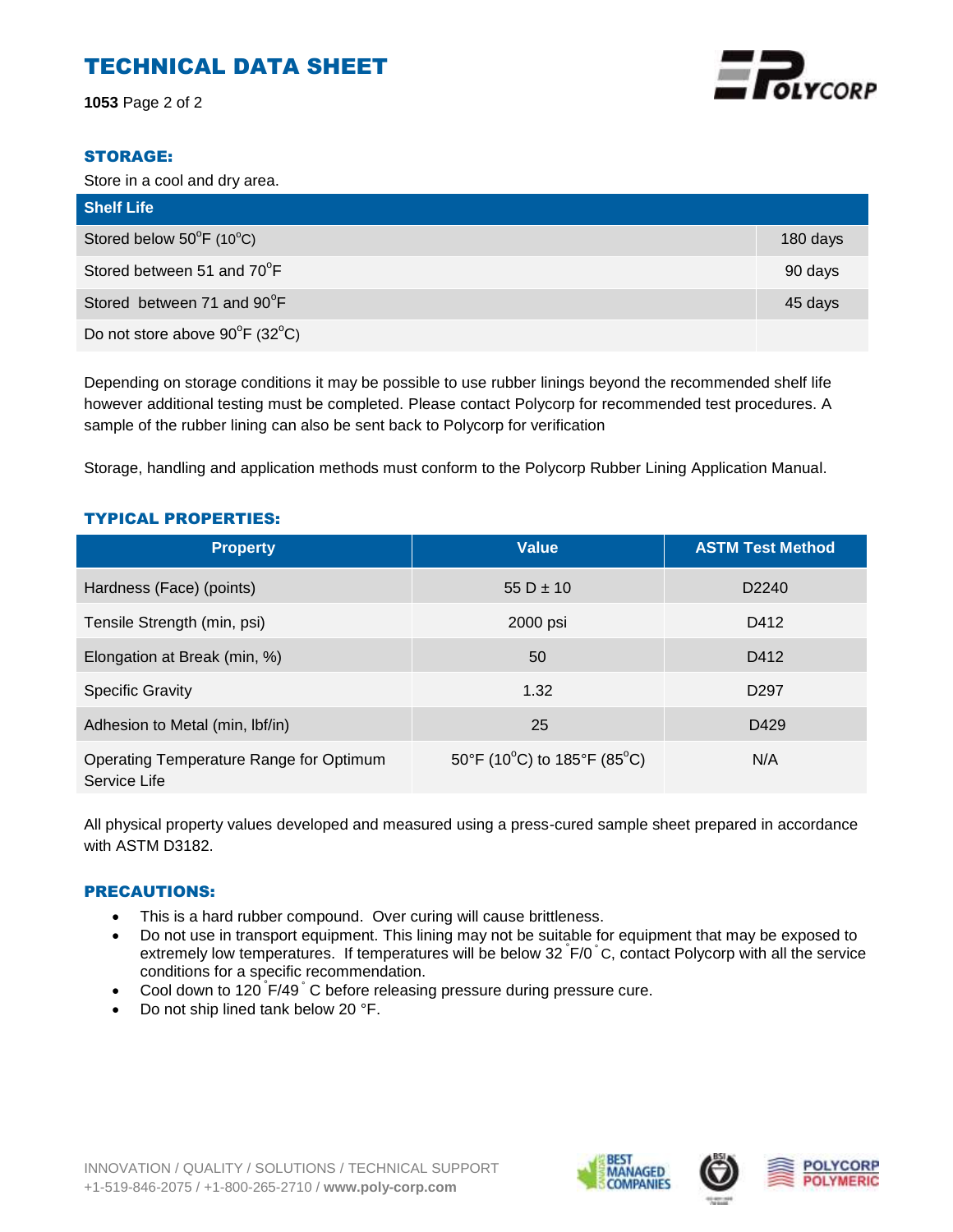## STORAGE:

Store in a cool and dry area.

| Shelf Life | |
|---|---|
| Stored below 50°F (10°C) | 180 days |
| Stored between 51 and 70°F | 90 days |
| Stored between 71 and 90°F | 45 days |
| Do not store above 90°F (32°C) | |

Depending on storage conditions it may be possible to use rubber linings beyond the recommended shelf life however additional testing must be completed. Please contact Polycorp for recommended test procedures. A sample of the rubber lining can also be sent back to Polycorp for verification

Storage, handling and application methods must conform to the Polycorp Rubber Lining Application Manual.

## TYPICAL PROPERTIES:

| Property | Value | ASTM Test Method |
|---|---|---|
| Hardness (Face) (points) | 55 D ± 10 | D2240 |
| Tensile Strength (min, psi) | 2000 psi | D412 |
| Elongation at Break (min, %) | 50 | D412 |
| Specific Gravity | 1.32 | D297 |
| Adhesion to Metal (min, lbf/in) | 25 | D429 |
| Operating Temperature Range for Optimum Service Life | 50°F (10°C) to 185°F (85°C) | N/A |

All physical property values developed and measured using a press-cured sample sheet prepared in accordance with ASTM D3182.

## PRECAUTIONS:

- This is a hard rubber compound. Over curing will cause brittleness.
- Do not use in transport equipment. This lining may not be suitable for equipment that may be exposed to extremely low temperatures. If temperatures will be below 32 °F/0 °C, contact Polycorp with all the service conditions for a specific recommendation.
- Cool down to 120 °F/49 °C before releasing pressure during pressure cure.
- Do not ship lined tank below 20 °F.